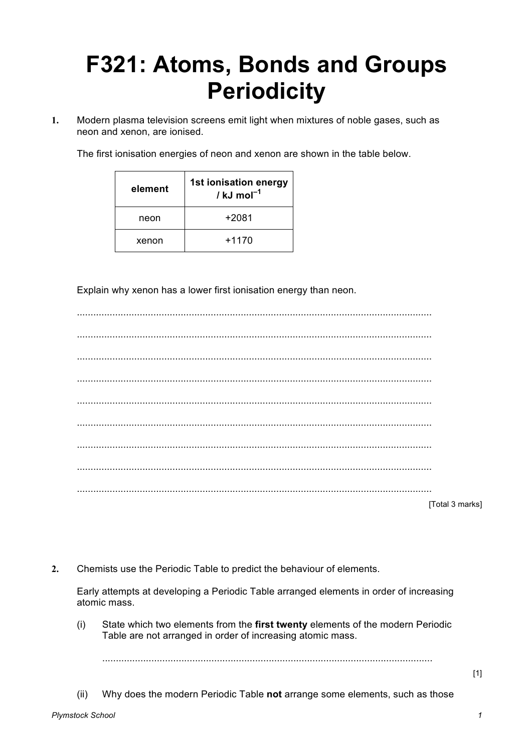# F321: Atoms, Bonds and Groups Periodicity

**1.** Modern plasma television screens emit light when mixtures of noble gases, such as neon and xenon, are ionised.

The first ionisation energies of neon and xenon are shown in the table below.

| element | 1st ionisation energy / kJ mol$^{-1}$ |
|---|---|
| neon | +2081 |
| xenon | +1170 |

Explain why xenon has a lower first ionisation energy than neon.

.................................................................................................................................

.................................................................................................................................

.................................................................................................................................

.................................................................................................................................

.................................................................................................................................

.................................................................................................................................

.................................................................................................................................

.................................................................................................................................

.................................................................................................................................

[Total 3 marks]

**2.** Chemists use the Periodic Table to predict the behaviour of elements.

Early attempts at developing a Periodic Table arranged elements in order of increasing atomic mass.

(i) State which two elements from the **first twenty** elements of the modern Periodic Table are not arranged in order of increasing atomic mass.

.........................................................................................................................

[1]

(ii) Why does the modern Periodic Table **not** arrange some elements, such as those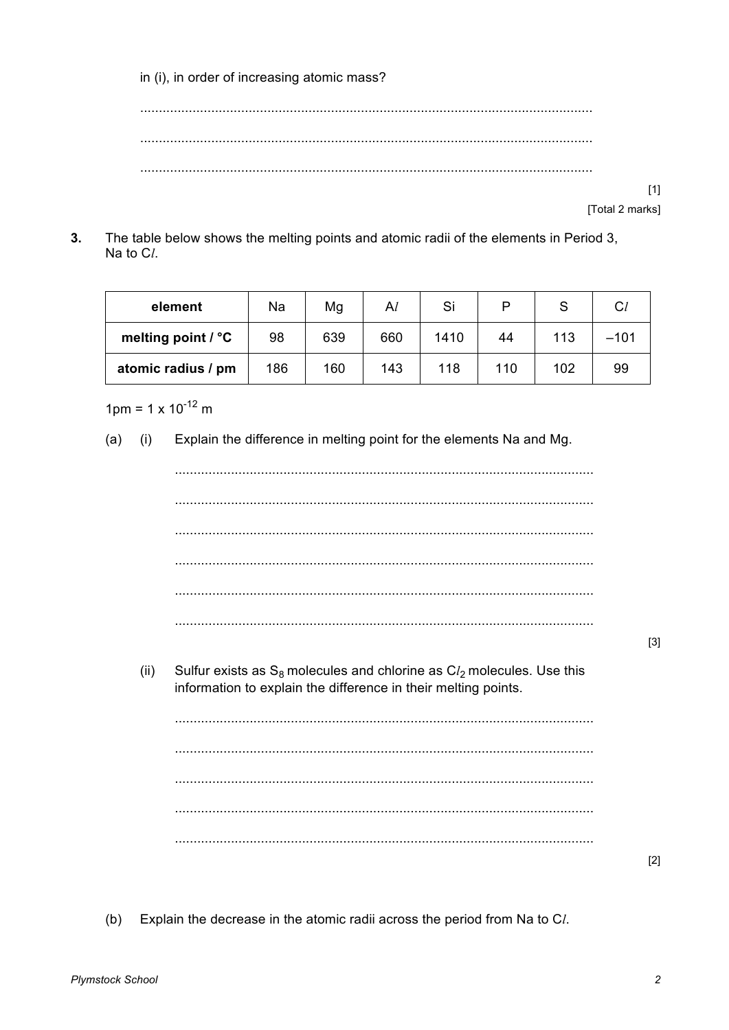in (i), in order of increasing atomic mass?

.........................................................................................................................

.........................................................................................................................

.........................................................................................................................

[1]

[Total 2 marks]

**3.** The table below shows the melting points and atomic radii of the elements in Period 3, Na to C*l*.

| element | Na | Mg | A*l* | Si | P | S | C*l* |
|---|---|---|---|---|---|---|---|
| **melting point / °C** | 98 | 639 | 660 | 1410 | 44 | 113 | –101 |
| **atomic radius / pm** | 186 | 160 | 143 | 118 | 110 | 102 | 99 |

1pm = 1 x $10^{-12}$ m

(a) (i) Explain the difference in melting point for the elements Na and Mg.

...............................................................................................................

...............................................................................................................

...............................................................................................................

...............................................................................................................

...............................................................................................................

...............................................................................................................

[3]

(ii) Sulfur exists as $S_8$ molecules and chlorine as $Cl_2$ molecules. Use this information to explain the difference in their melting points.

...............................................................................................................

...............................................................................................................

...............................................................................................................

...............................................................................................................

...............................................................................................................

[2]

(b) Explain the decrease in the atomic radii across the period from Na to C*l*.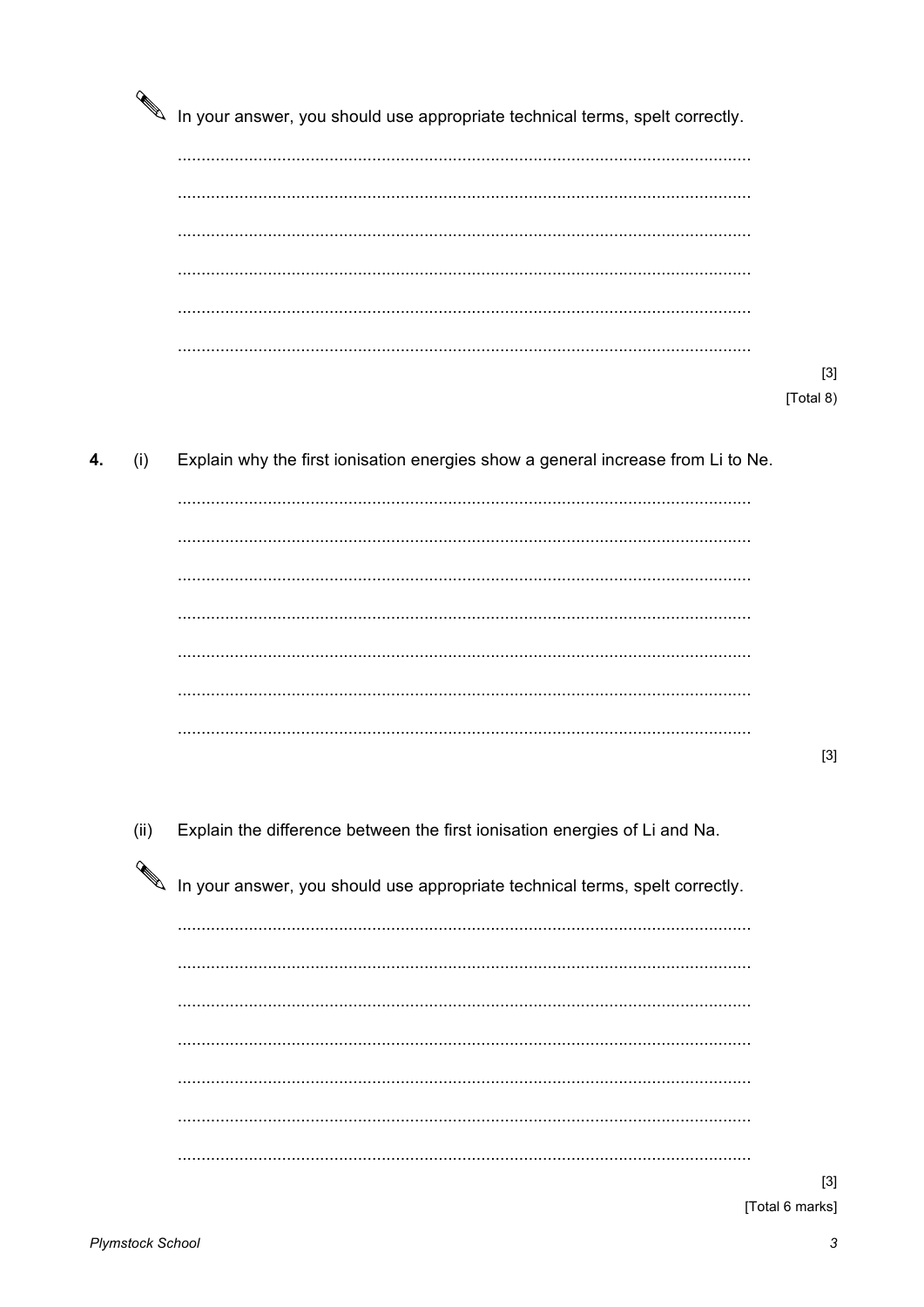✎ In your answer, you should use appropriate technical terms, spelt correctly.

.........................................................................................................................

.........................................................................................................................

.........................................................................................................................

.........................................................................................................................

.........................................................................................................................

.........................................................................................................................

[3]

[Total 8)

**4.** (i) Explain why the first ionisation energies show a general increase from Li to Ne.

.........................................................................................................................

.........................................................................................................................

.........................................................................................................................

.........................................................................................................................

.........................................................................................................................

.........................................................................................................................

.........................................................................................................................

[3]

(ii) Explain the difference between the first ionisation energies of Li and Na.

✎ In your answer, you should use appropriate technical terms, spelt correctly.

.........................................................................................................................

.........................................................................................................................

.........................................................................................................................

.........................................................................................................................

.........................................................................................................................

.........................................................................................................................

.........................................................................................................................

[3]

[Total 6 marks]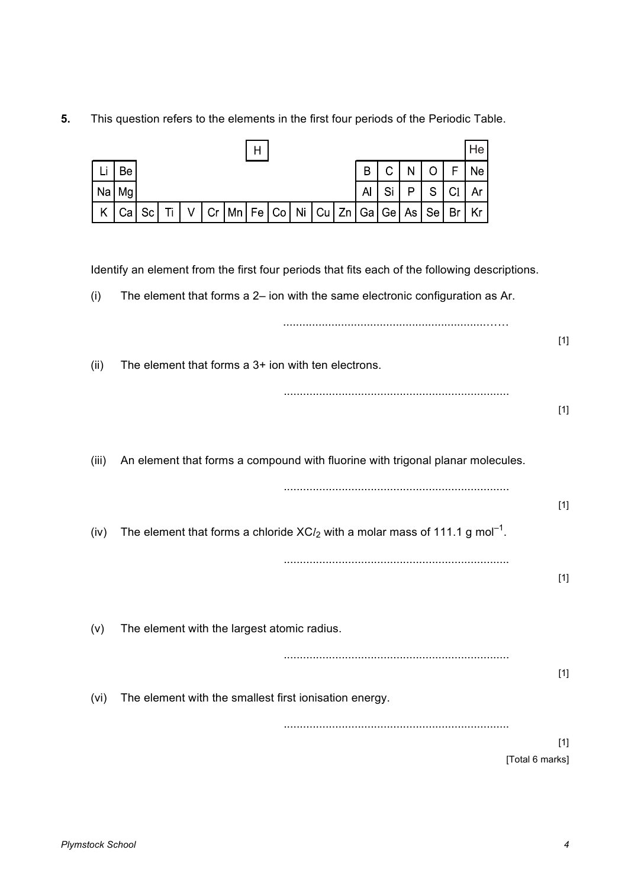**5.** This question refers to the elements in the first four periods of the Periodic Table.

| | | | | | | | | | | | | | | | | | |
|---|---|---|---|---|---|---|---|---|---|---|---|---|---|---|---|---|---|
| | | | | | | | H | | | | | | | | | | He |
| Li | Be | | | | | | | | | | | B | C | N | O | F | Ne |
| Na | Mg | | | | | | | | | | | Al | Si | P | S | Cl | Ar |
| K | Ca | Sc | Ti | V | Cr | Mn | Fe | Co | Ni | Cu | Zn | Ga | Ge | As | Se | Br | Kr |

Identify an element from the first four periods that fits each of the following descriptions.

(i) The element that forms a 2– ion with the same electronic configuration as Ar.

..........................................................................

[1]

(ii) The element that forms a 3+ ion with ten electrons.

..........................................................................

[1]

(iii) An element that forms a compound with fluorine with trigonal planar molecules.

..........................................................................

[1]

(iv) The element that forms a chloride $XCl_2$ with a molar mass of 111.1 g mol$^{-1}$.

..........................................................................

[1]

(v) The element with the largest atomic radius.

..........................................................................

[1]

(vi) The element with the smallest first ionisation energy.

..........................................................................

[1]

[Total 6 marks]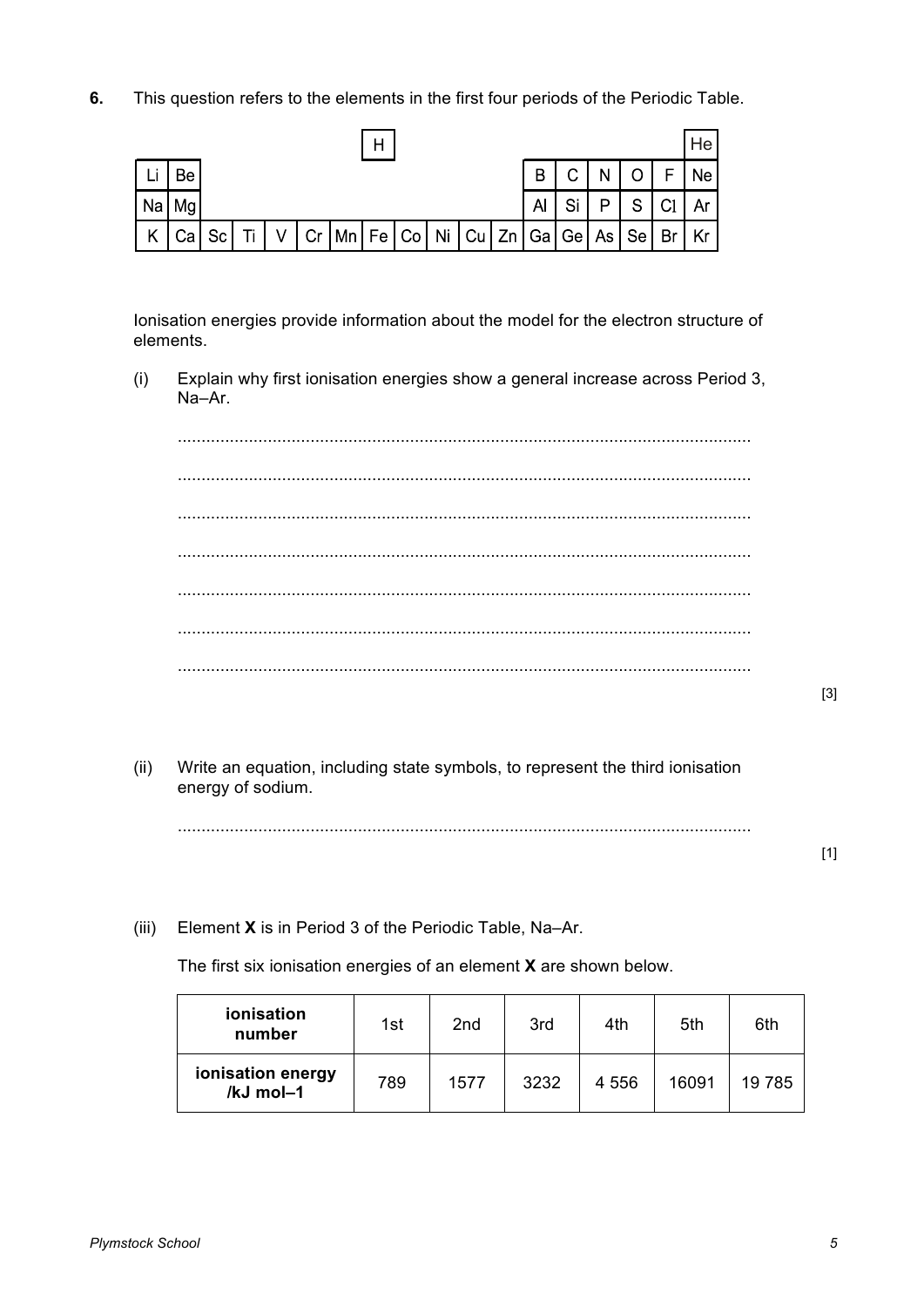**6.** This question refers to the elements in the first four periods of the Periodic Table.

| | | | | | | | | | | | | | | | | | |
|---|---|---|---|---|---|---|---|---|---|---|---|---|---|---|---|---|---|
| | | | | | | | H | | | | | | | | | | He |
| Li | Be | | | | | | | | | | | B | C | N | O | F | Ne |
| Na | Mg | | | | | | | | | | | Al | Si | P | S | Cl | Ar |
| K | Ca | Sc | Ti | V | Cr | Mn | Fe | Co | Ni | Cu | Zn | Ga | Ge | As | Se | Br | Kr |

Ionisation energies provide information about the model for the electron structure of elements.

(i) Explain why first ionisation energies show a general increase across Period 3, Na–Ar.

..........................................................................................................................

..........................................................................................................................

..........................................................................................................................

..........................................................................................................................

..........................................................................................................................

..........................................................................................................................

..........................................................................................................................

[3]

(ii) Write an equation, including state symbols, to represent the third ionisation energy of sodium.

..........................................................................................................................

[1]

(iii) Element **X** is in Period 3 of the Periodic Table, Na–Ar.

The first six ionisation energies of an element **X** are shown below.

| **ionisation number** | 1st | 2nd | 3rd | 4th | 5th | 6th |
|---|---|---|---|---|---|---|
| **ionisation energy /kJ mol–1** | 789 | 1577 | 3232 | 4 556 | 16091 | 19 785 |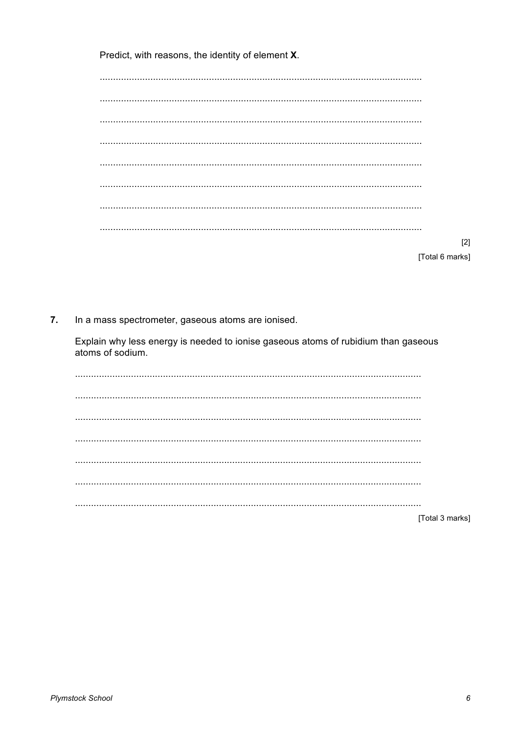Predict, with reasons, the identity of element **X**.

........................................................................................................................

........................................................................................................................

........................................................................................................................

........................................................................................................................

........................................................................................................................

........................................................................................................................

........................................................................................................................

........................................................................................................................

[2]

[Total 6 marks]

**7.** In a mass spectrometer, gaseous atoms are ionised.

Explain why less energy is needed to ionise gaseous atoms of rubidium than gaseous atoms of sodium.

........................................................................................................................

........................................................................................................................

........................................................................................................................

........................................................................................................................

........................................................................................................................

........................................................................................................................

........................................................................................................................

[Total 3 marks]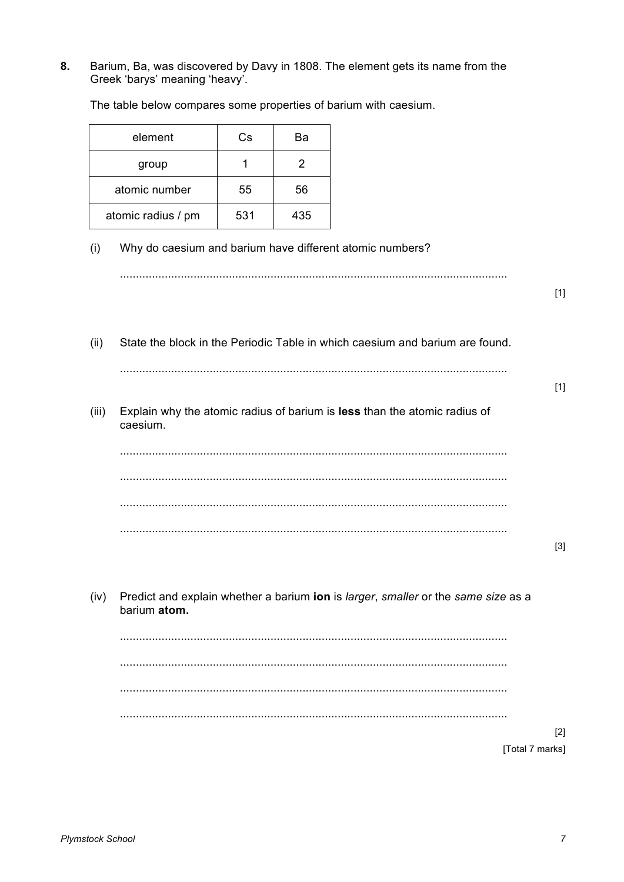**8.** Barium, Ba, was discovered by Davy in 1808. The element gets its name from the Greek 'barys' meaning 'heavy'.

The table below compares some properties of barium with caesium.

| element | Cs | Ba |
|---|---|---|
| group | 1 | 2 |
| atomic number | 55 | 56 |
| atomic radius / pm | 531 | 435 |

(i) Why do caesium and barium have different atomic numbers?

........................................................................................................................

[1]

(ii) State the block in the Periodic Table in which caesium and barium are found.

........................................................................................................................

[1]

(iii) Explain why the atomic radius of barium is **less** than the atomic radius of caesium.

........................................................................................................................

........................................................................................................................

........................................................................................................................

........................................................................................................................

[3]

(iv) Predict and explain whether a barium **ion** is *larger*, *smaller* or the *same size* as a barium **atom.**

........................................................................................................................

........................................................................................................................

........................................................................................................................

........................................................................................................................

[2]

[Total 7 marks]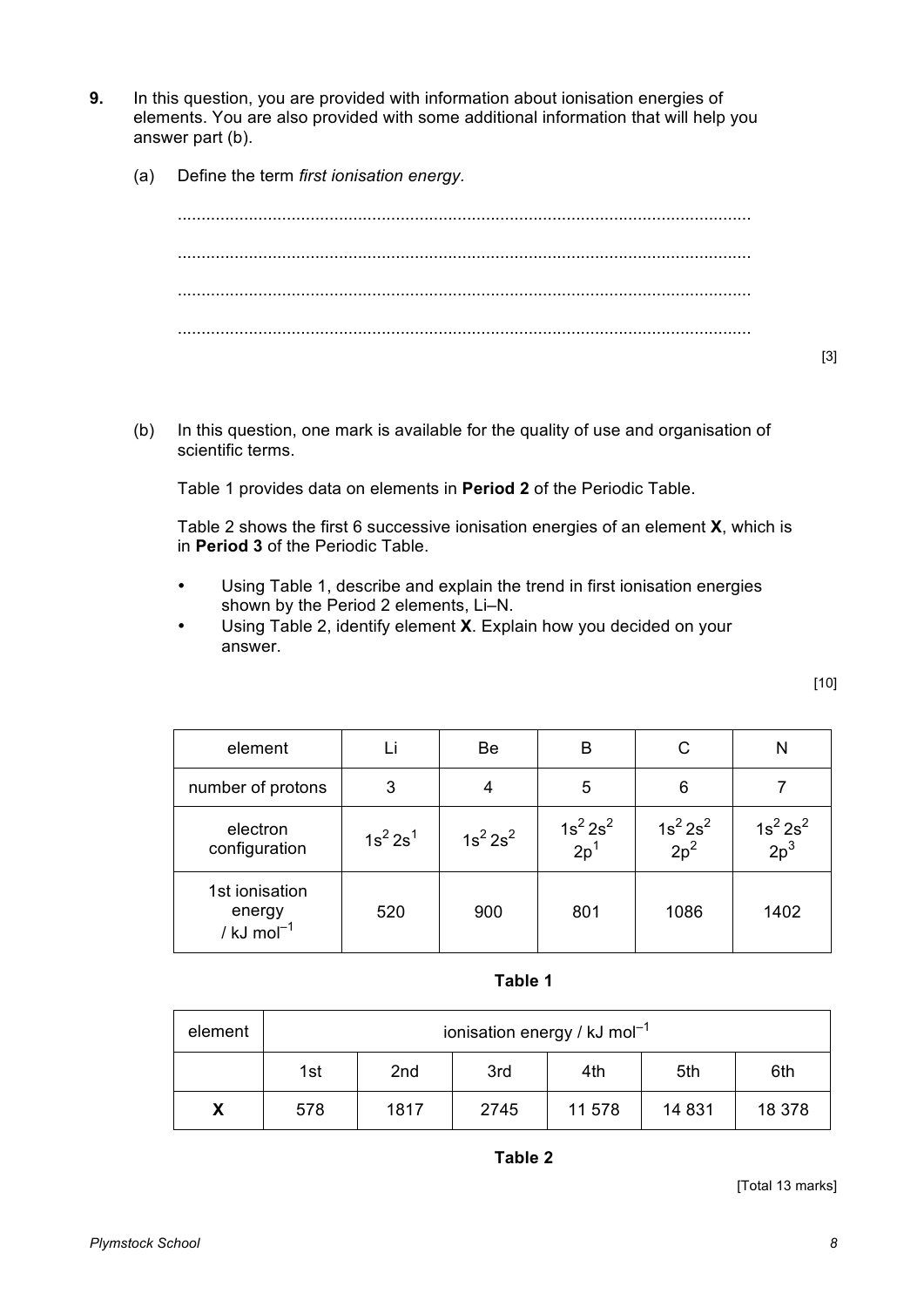**9.** In this question, you are provided with information about ionisation energies of elements. You are also provided with some additional information that will help you answer part (b).

(a) Define the term *first ionisation energy*.

..........................................................................................................................

..........................................................................................................................

..........................................................................................................................

..........................................................................................................................

[3]

(b) In this question, one mark is available for the quality of use and organisation of scientific terms.

Table 1 provides data on elements in **Period 2** of the Periodic Table.

Table 2 shows the first 6 successive ionisation energies of an element **X**, which is in **Period 3** of the Periodic Table.

- Using Table 1, describe and explain the trend in first ionisation energies shown by the Period 2 elements, Li–N.
- Using Table 2, identify element **X**. Explain how you decided on your answer.

[10]

| element | Li | Be | B | C | N |
|---|---|---|---|---|---|
| number of protons | 3 | 4 | 5 | 6 | 7 |
| electron configuration | $1s^2 2s^1$ | $1s^2 2s^2$ | $1s^2 2s^2 2p^1$ | $1s^2 2s^2 2p^2$ | $1s^2 2s^2 2p^3$ |
| 1st ionisation energy / kJ $mol^{-1}$ | 520 | 900 | 801 | 1086 | 1402 |

**Table 1**

| element | ionisation energy / kJ $mol^{-1}$ | | | | | |
|---|---|---|---|---|---|---|
| | 1st | 2nd | 3rd | 4th | 5th | 6th |
| **X** | 578 | 1817 | 2745 | 11 578 | 14 831 | 18 378 |

**Table 2**

[Total 13 marks]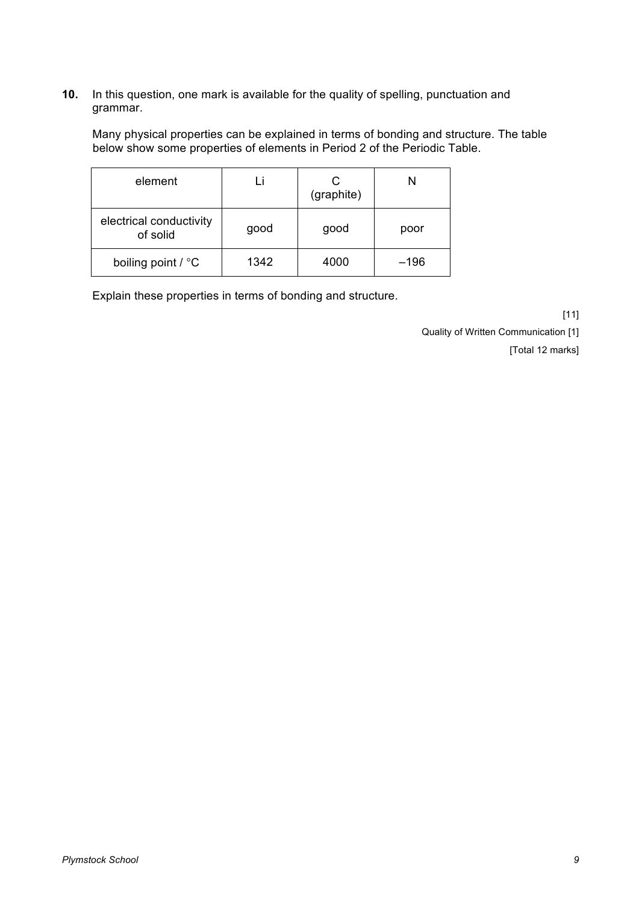**10.** In this question, one mark is available for the quality of spelling, punctuation and grammar.

Many physical properties can be explained in terms of bonding and structure. The table below show some properties of elements in Period 2 of the Periodic Table.

| element | Li | C (graphite) | N |
|---|---|---|---|
| electrical conductivity of solid | good | good | poor |
| boiling point / °C | 1342 | 4000 | –196 |

Explain these properties in terms of bonding and structure.

[11]

Quality of Written Communication [1]

[Total 12 marks]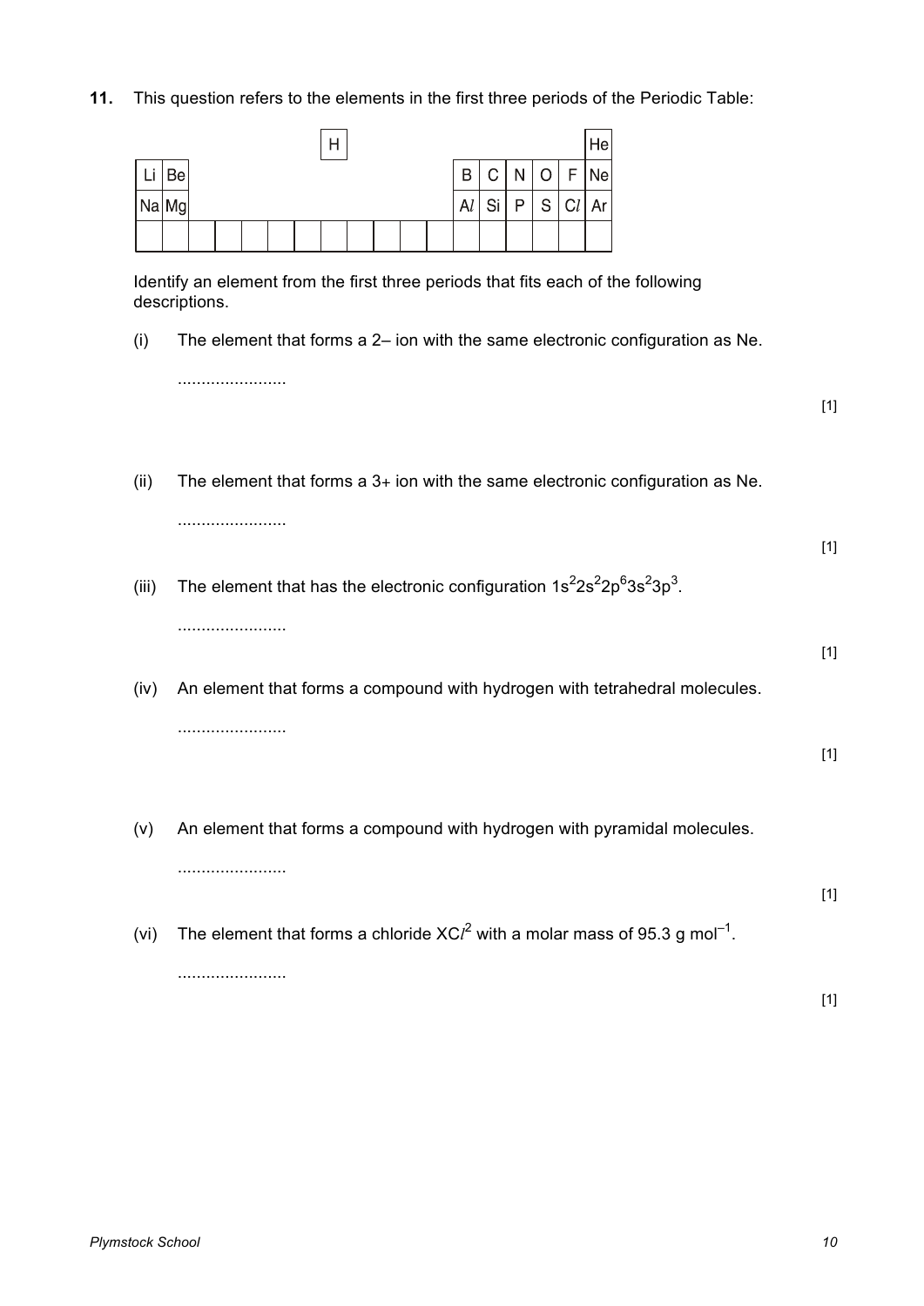**11.** This question refers to the elements in the first three periods of the Periodic Table:

| | | | | | | | H | | | | | | | | | | He |
|---|---|---|---|---|---|---|---|---|---|---|---|---|---|---|---|---|---|
| Li | Be | | | | | | | | | | | B | C | N | O | F | Ne |
| Na | Mg | | | | | | | | | | | Al | Si | P | S | Cl | Ar |
| | | | | | | | | | | | | | | | | | |

Identify an element from the first three periods that fits each of the following descriptions.

(i) The element that forms a 2– ion with the same electronic configuration as Ne.

.......................

[1]

(ii) The element that forms a 3+ ion with the same electronic configuration as Ne.

.......................

[1]

(iii) The element that has the electronic configuration $1s^2 2s^2 2p^6 3s^2 3p^3$.

.......................

[1]

(iv) An element that forms a compound with hydrogen with tetrahedral molecules.

.......................

[1]

(v) An element that forms a compound with hydrogen with pyramidal molecules.

.......................

[1]

(vi) The element that forms a chloride $XCl^2$ with a molar mass of 95.3 g $mol^{-1}$.

.......................

[1]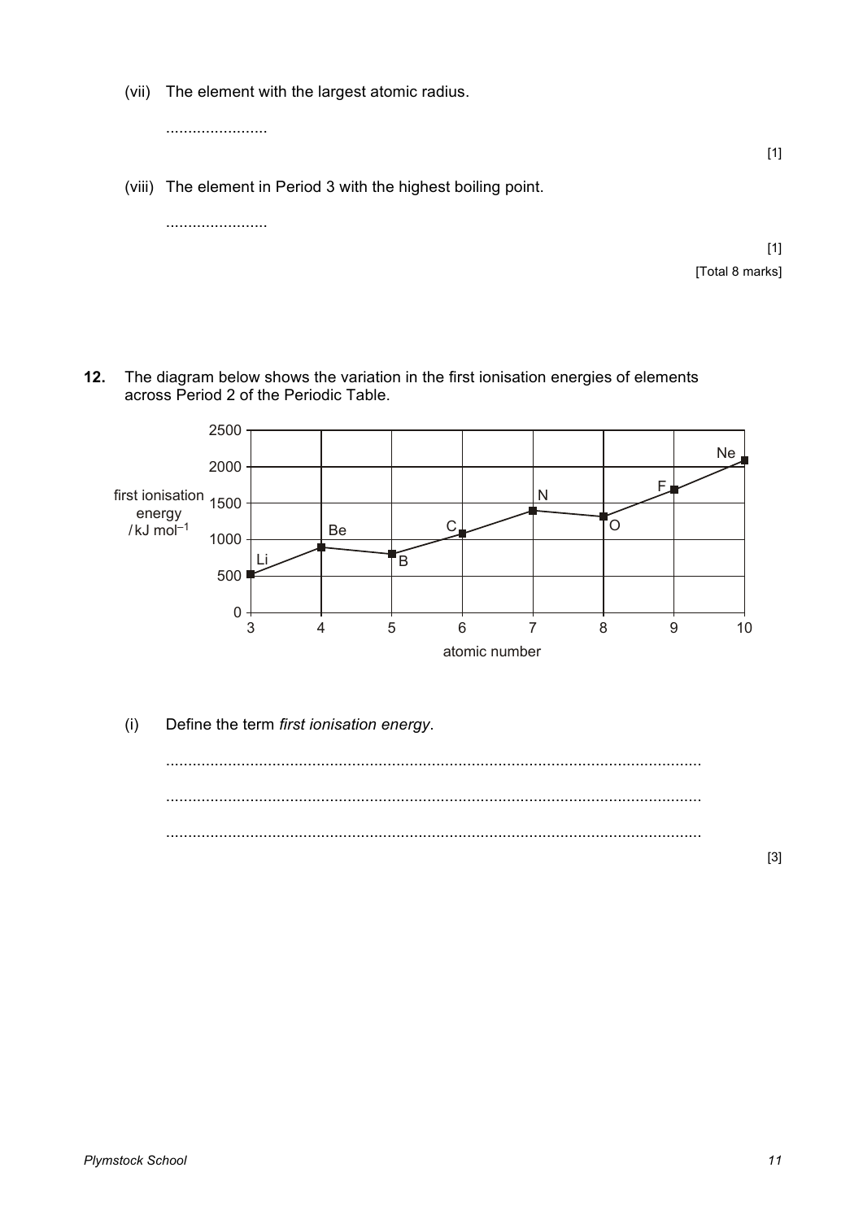(vii) The element with the largest atomic radius.

.......................

[1]

(viii) The element in Period 3 with the highest boiling point.

.......................

[1]

[Total 8 marks]

**12.** The diagram below shows the variation in the first ionisation energies of elements across Period 2 of the Periodic Table.

(i) Define the term *first ionisation energy*.

.......................................................................................................................

.......................................................................................................................

.......................................................................................................................

[3]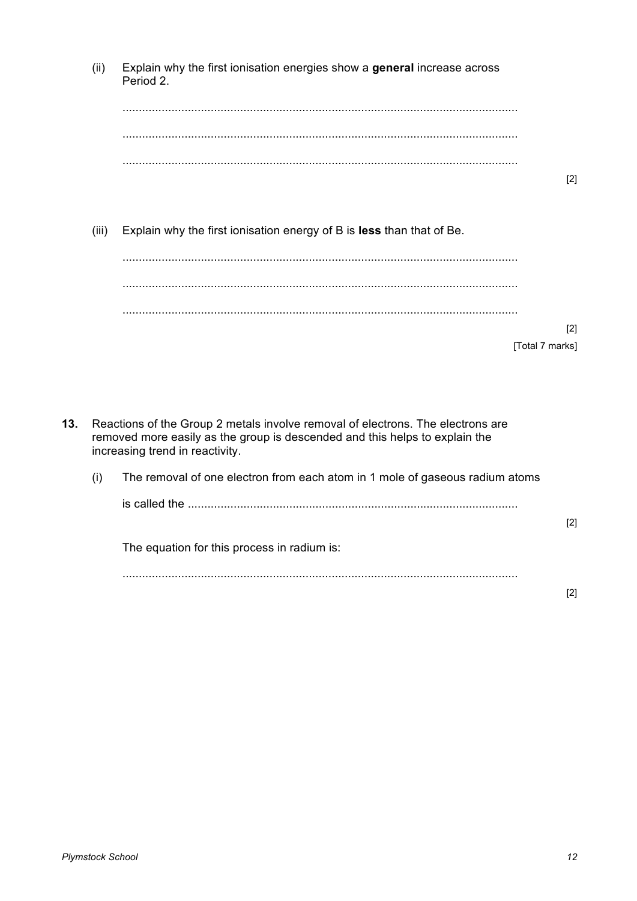(ii) Explain why the first ionisation energies show a **general** increase across Period 2.

...............................................................................................................

...............................................................................................................

...............................................................................................................

[2]

(iii) Explain why the first ionisation energy of B is **less** than that of Be.

...............................................................................................................

...............................................................................................................

...............................................................................................................

[2]

[Total 7 marks]

**13.** Reactions of the Group 2 metals involve removal of electrons. The electrons are removed more easily as the group is descended and this helps to explain the increasing trend in reactivity.

(i) The removal of one electron from each atom in 1 mole of gaseous radium atoms

is called the ...................................................................................................

[2]

The equation for this process in radium is:

...............................................................................................................

[2]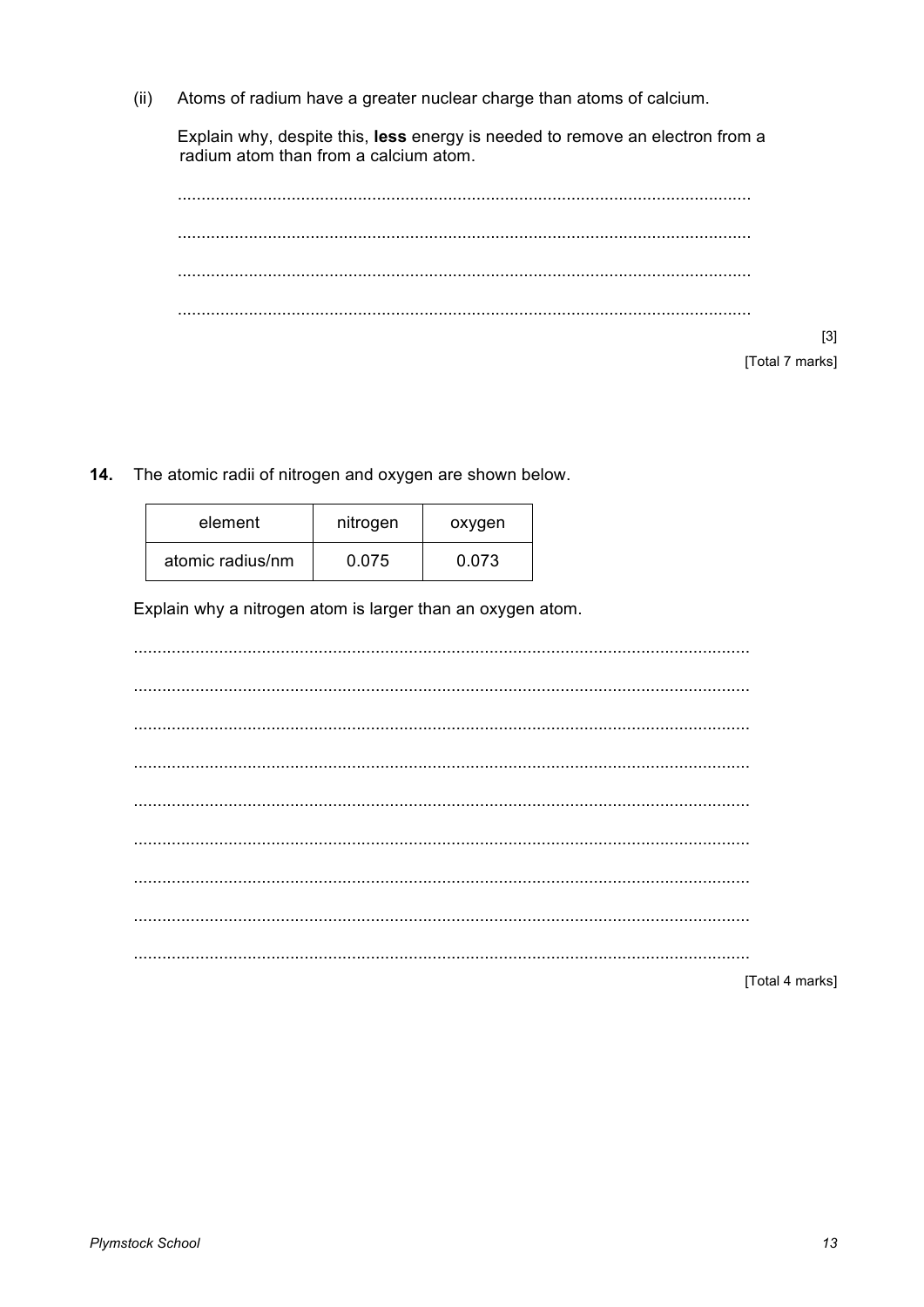(ii) Atoms of radium have a greater nuclear charge than atoms of calcium.

Explain why, despite this, **less** energy is needed to remove an electron from a radium atom than from a calcium atom.

........................................................................................................................

........................................................................................................................

........................................................................................................................

........................................................................................................................

[3]

[Total 7 marks]

**14.** The atomic radii of nitrogen and oxygen are shown below.

| element | nitrogen | oxygen |
|---|---|---|
| atomic radius/nm | 0.075 | 0.073 |

Explain why a nitrogen atom is larger than an oxygen atom.

........................................................................................................................

........................................................................................................................

........................................................................................................................

........................................................................................................................

........................................................................................................................

........................................................................................................................

........................................................................................................................

........................................................................................................................

........................................................................................................................

[Total 4 marks]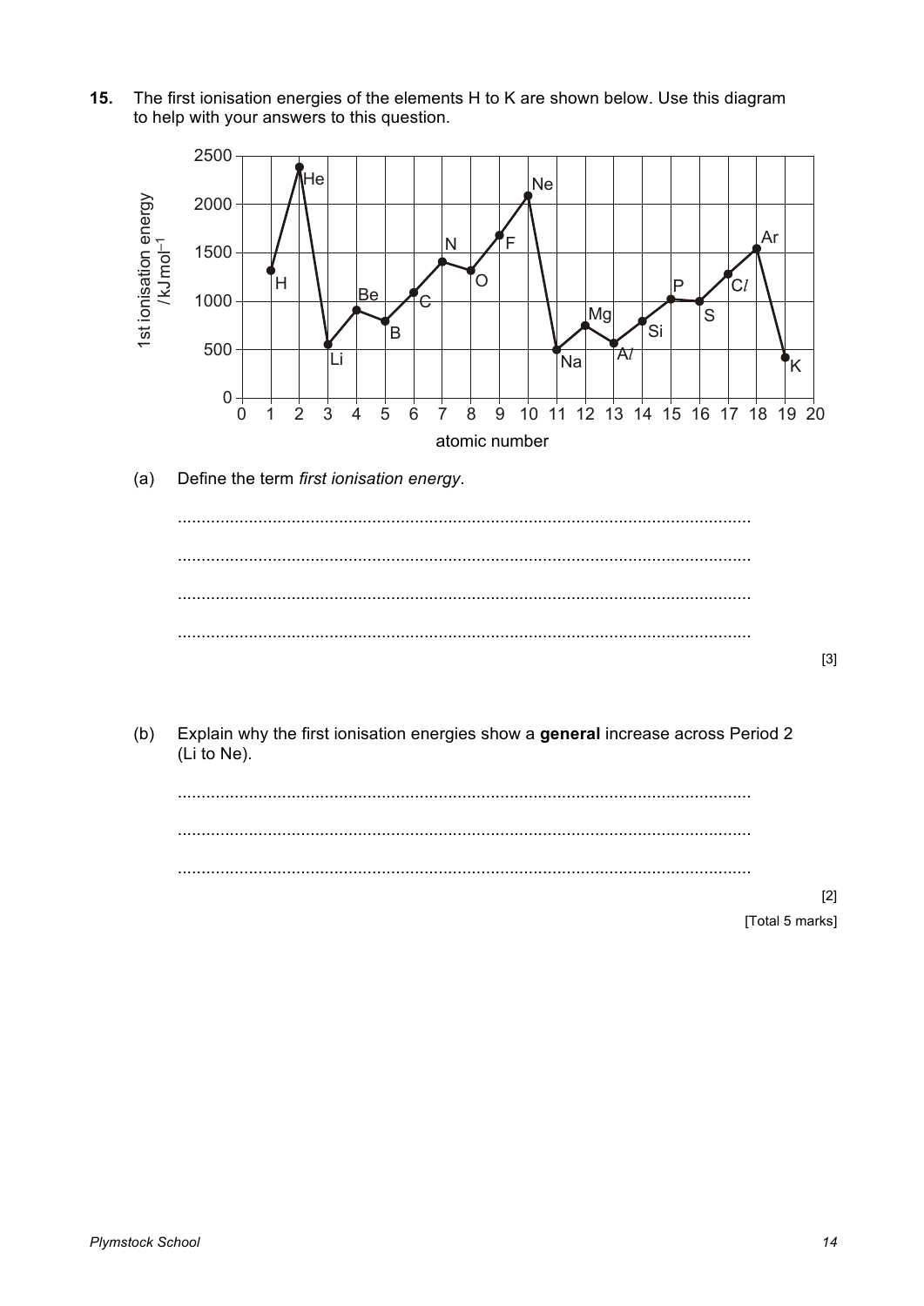**15.** The first ionisation energies of the elements H to K are shown below. Use this diagram to help with your answers to this question.

**(a)** Define the term *first ionisation energy*.

........................................................................................................................

........................................................................................................................

........................................................................................................................

........................................................................................................................

[3]

**(b)** Explain why the first ionisation energies show a **general** increase across Period 2 (Li to Ne).

........................................................................................................................

........................................................................................................................

........................................................................................................................

[2]

[Total 5 marks]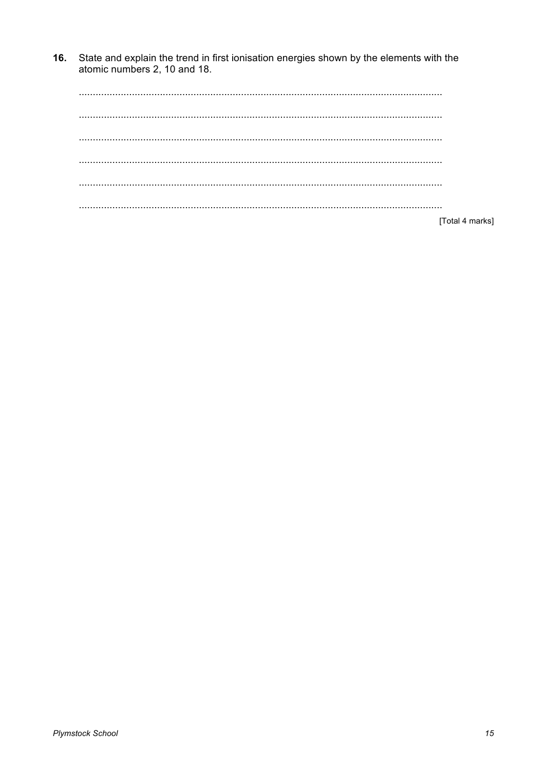16. State and explain the trend in first ionisation energies shown by the elements with the atomic numbers 2, 10 and 18.

.................................................................................................................................

.................................................................................................................................

.................................................................................................................................

.................................................................................................................................

.................................................................................................................................

.................................................................................................................................

[Total 4 marks]

*Plymstock School*